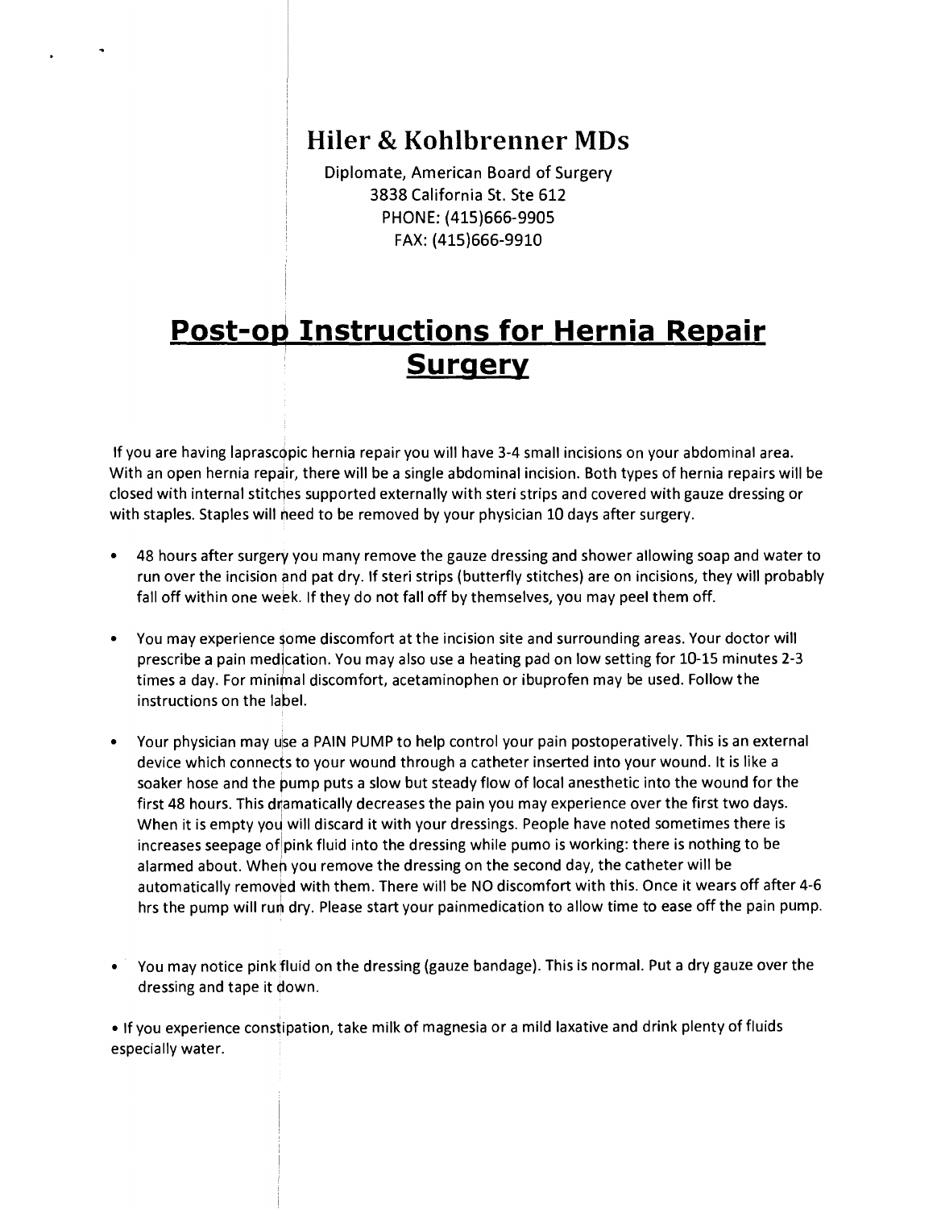## Hiler & Kohlbrenner MDs

Diplomate, American Board of Surgery
3838 California St. Ste 612
PHONE: (415)666-9905
FAX: (415)666-9910

# Post-op Instructions for Hernia Repair Surgery

If you are having laprascopic hernia repair you will have 3-4 small incisions on your abdominal area. With an open hernia repair, there will be a single abdominal incision. Both types of hernia repairs will be closed with internal stitches supported externally with steri strips and covered with gauze dressing or with staples. Staples will need to be removed by your physician 10 days after surgery.

- 48 hours after surgery you many remove the gauze dressing and shower allowing soap and water to run over the incision and pat dry. If steri strips (butterfly stitches) are on incisions, they will probably fall off within one week. If they do not fall off by themselves, you may peel them off.

- You may experience some discomfort at the incision site and surrounding areas. Your doctor will prescribe a pain medication. You may also use a heating pad on low setting for 10-15 minutes 2-3 times a day. For minimal discomfort, acetaminophen or ibuprofen may be used. Follow the instructions on the label.

- Your physician may use a PAIN PUMP to help control your pain postoperatively. This is an external device which connects to your wound through a catheter inserted into your wound. It is like a soaker hose and the pump puts a slow but steady flow of local anesthetic into the wound for the first 48 hours. This dramatically decreases the pain you may experience over the first two days. When it is empty you will discard it with your dressings. People have noted sometimes there is increases seepage of pink fluid into the dressing while pumo is working: there is nothing to be alarmed about. When you remove the dressing on the second day, the catheter will be automatically removed with them. There will be NO discomfort with this. Once it wears off after 4-6 hrs the pump will run dry. Please start your painmedication to allow time to ease off the pain pump.

- You may notice pink fluid on the dressing (gauze bandage). This is normal. Put a dry gauze over the dressing and tape it down.

- If you experience constipation, take milk of magnesia or a mild laxative and drink plenty of fluids especially water.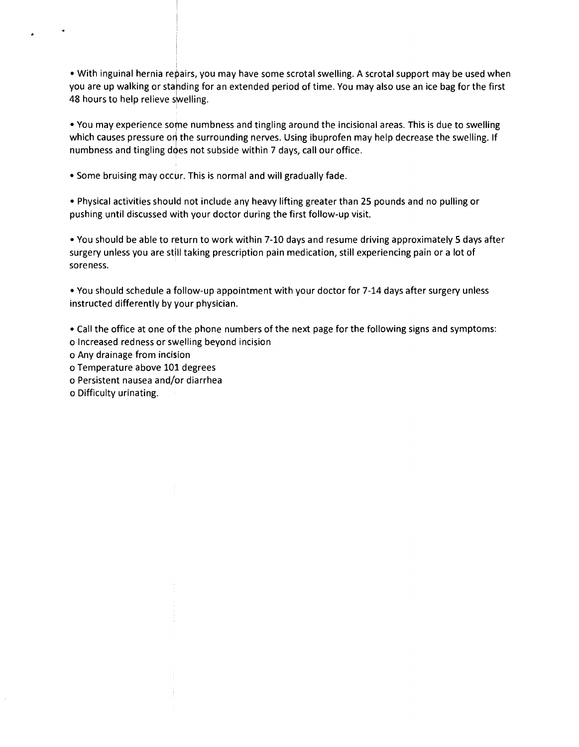- With inguinal hernia repairs, you may have some scrotal swelling. A scrotal support may be used when you are up walking or standing for an extended period of time. You may also use an ice bag for the first 48 hours to help relieve swelling.

- You may experience some numbness and tingling around the incisional areas. This is due to swelling which causes pressure on the surrounding nerves. Using ibuprofen may help decrease the swelling. If numbness and tingling does not subside within 7 days, call our office.

- Some bruising may occur. This is normal and will gradually fade.

- Physical activities should not include any heavy lifting greater than 25 pounds and no pulling or pushing until discussed with your doctor during the first follow-up visit.

- You should be able to return to work within 7-10 days and resume driving approximately 5 days after surgery unless you are still taking prescription pain medication, still experiencing pain or a lot of soreness.

- You should schedule a follow-up appointment with your doctor for 7-14 days after surgery unless instructed differently by your physician.

- Call the office at one of the phone numbers of the next page for the following signs and symptoms:
  - Increased redness or swelling beyond incision
  - Any drainage from incision
  - Temperature above 101 degrees
  - Persistent nausea and/or diarrhea
  - Difficulty urinating.